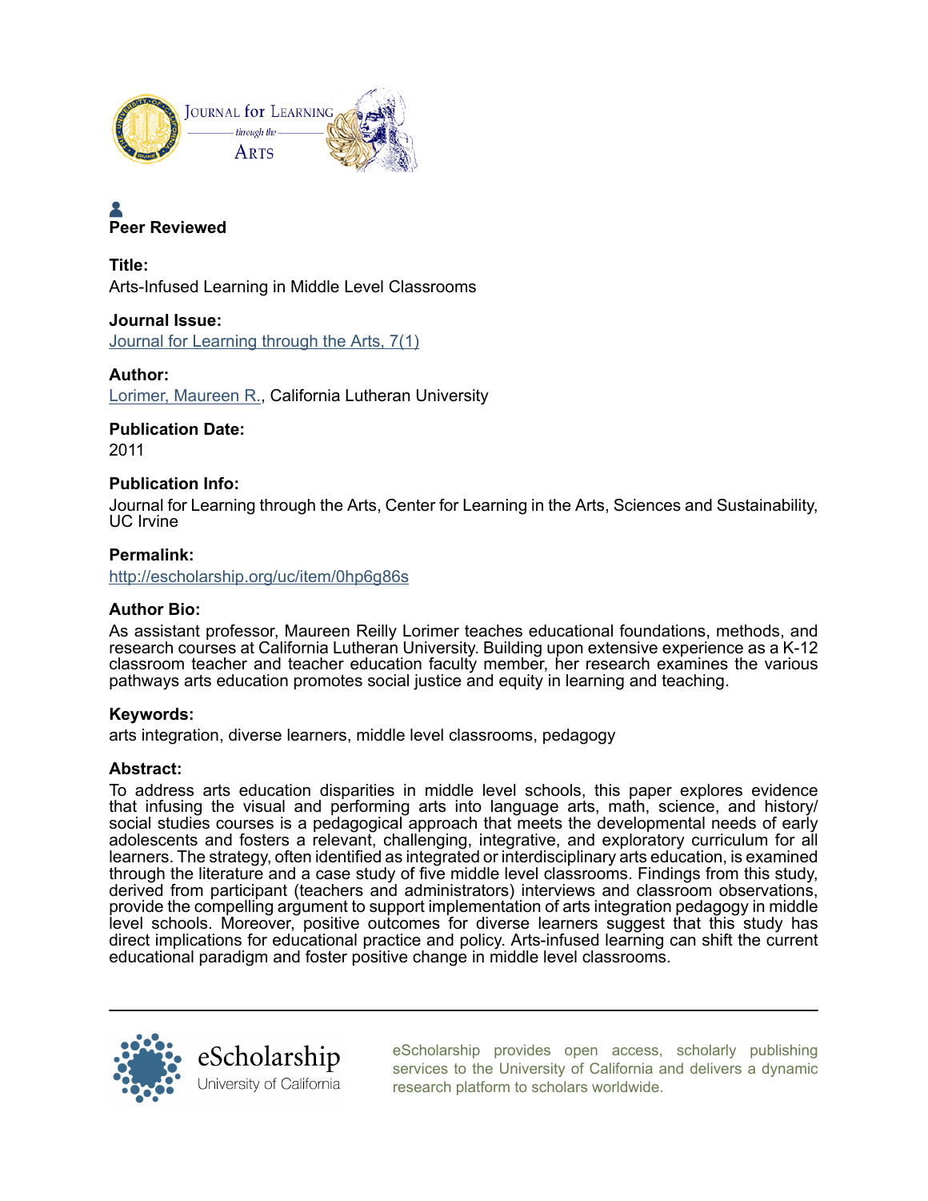Journal for Learning through the Arts

**Peer Reviewed**

**Title:**
Arts-Infused Learning in Middle Level Classrooms

**Journal Issue:**
Journal for Learning through the Arts, 7(1)

**Author:**
Lorimer, Maureen R., California Lutheran University

**Publication Date:**
2011

**Publication Info:**
Journal for Learning through the Arts, Center for Learning in the Arts, Sciences and Sustainability, UC Irvine

**Permalink:**
http://escholarship.org/uc/item/0hp6g86s

**Author Bio:**
As assistant professor, Maureen Reilly Lorimer teaches educational foundations, methods, and research courses at California Lutheran University. Building upon extensive experience as a K-12 classroom teacher and teacher education faculty member, her research examines the various pathways arts education promotes social justice and equity in learning and teaching.

**Keywords:**
arts integration, diverse learners, middle level classrooms, pedagogy

**Abstract:**
To address arts education disparities in middle level schools, this paper explores evidence that infusing the visual and performing arts into language arts, math, science, and history/ social studies courses is a pedagogical approach that meets the developmental needs of early adolescents and fosters a relevant, challenging, integrative, and exploratory curriculum for all learners. The strategy, often identified as integrated or interdisciplinary arts education, is examined through the literature and a case study of five middle level classrooms. Findings from this study, derived from participant (teachers and administrators) interviews and classroom observations, provide the compelling argument to support implementation of arts integration pedagogy in middle level schools. Moreover, positive outcomes for diverse learners suggest that this study has direct implications for educational practice and policy. Arts-infused learning can shift the current educational paradigm and foster positive change in middle level classrooms.

eScholarship provides open access, scholarly publishing services to the University of California and delivers a dynamic research platform to scholars worldwide.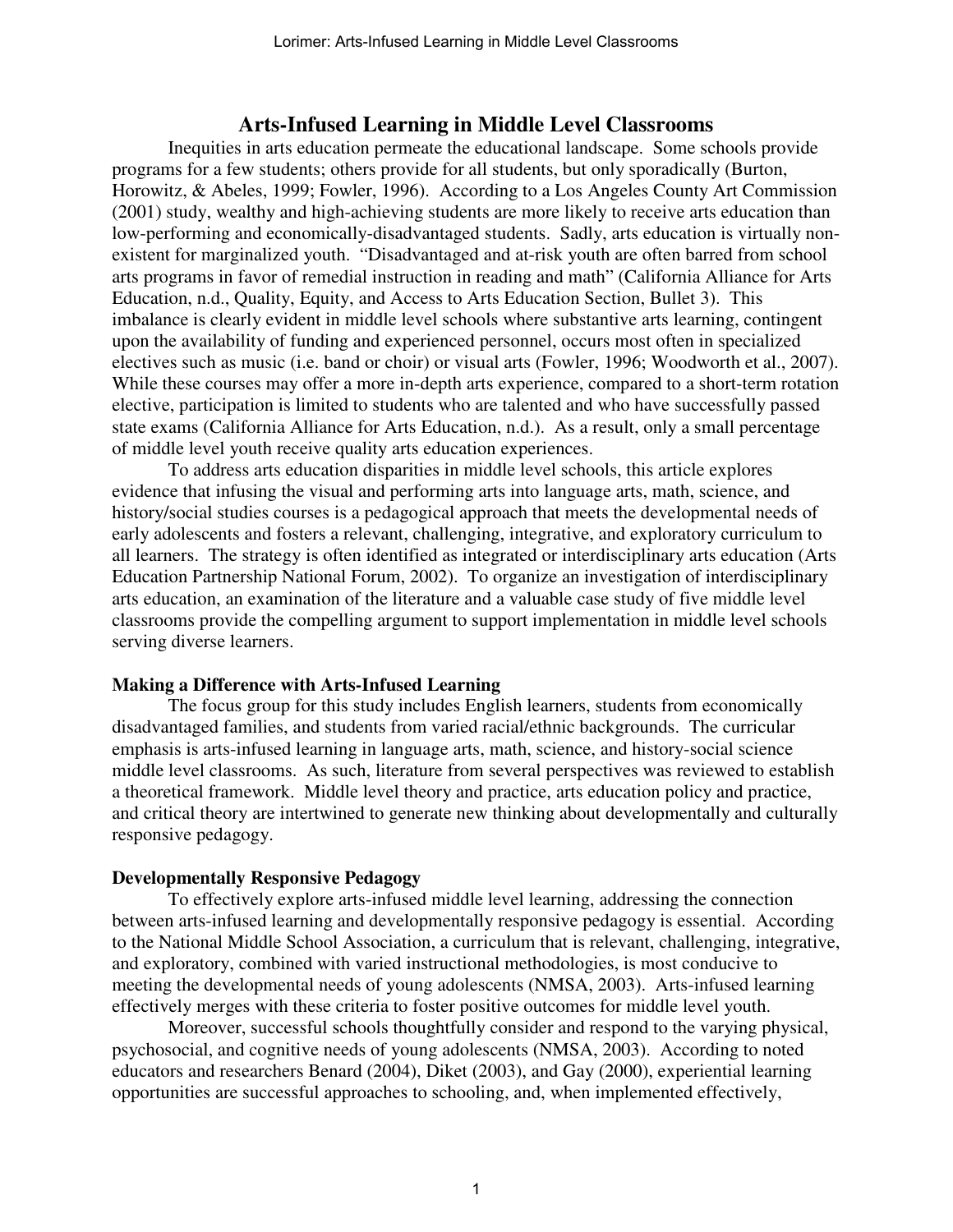# Arts-Infused Learning in Middle Level Classrooms

Inequities in arts education permeate the educational landscape. Some schools provide programs for a few students; others provide for all students, but only sporadically (Burton, Horowitz, & Abeles, 1999; Fowler, 1996). According to a Los Angeles County Art Commission (2001) study, wealthy and high-achieving students are more likely to receive arts education than low-performing and economically-disadvantaged students. Sadly, arts education is virtually non-existent for marginalized youth. "Disadvantaged and at-risk youth are often barred from school arts programs in favor of remedial instruction in reading and math" (California Alliance for Arts Education, n.d., Quality, Equity, and Access to Arts Education Section, Bullet 3). This imbalance is clearly evident in middle level schools where substantive arts learning, contingent upon the availability of funding and experienced personnel, occurs most often in specialized electives such as music (i.e. band or choir) or visual arts (Fowler, 1996; Woodworth et al., 2007). While these courses may offer a more in-depth arts experience, compared to a short-term rotation elective, participation is limited to students who are talented and who have successfully passed state exams (California Alliance for Arts Education, n.d.). As a result, only a small percentage of middle level youth receive quality arts education experiences.

To address arts education disparities in middle level schools, this article explores evidence that infusing the visual and performing arts into language arts, math, science, and history/social studies courses is a pedagogical approach that meets the developmental needs of early adolescents and fosters a relevant, challenging, integrative, and exploratory curriculum to all learners. The strategy is often identified as integrated or interdisciplinary arts education (Arts Education Partnership National Forum, 2002). To organize an investigation of interdisciplinary arts education, an examination of the literature and a valuable case study of five middle level classrooms provide the compelling argument to support implementation in middle level schools serving diverse learners.

**Making a Difference with Arts-Infused Learning**

The focus group for this study includes English learners, students from economically disadvantaged families, and students from varied racial/ethnic backgrounds. The curricular emphasis is arts-infused learning in language arts, math, science, and history-social science middle level classrooms. As such, literature from several perspectives was reviewed to establish a theoretical framework. Middle level theory and practice, arts education policy and practice, and critical theory are intertwined to generate new thinking about developmentally and culturally responsive pedagogy.

**Developmentally Responsive Pedagogy**

To effectively explore arts-infused middle level learning, addressing the connection between arts-infused learning and developmentally responsive pedagogy is essential. According to the National Middle School Association, a curriculum that is relevant, challenging, integrative, and exploratory, combined with varied instructional methodologies, is most conducive to meeting the developmental needs of young adolescents (NMSA, 2003). Arts-infused learning effectively merges with these criteria to foster positive outcomes for middle level youth.

Moreover, successful schools thoughtfully consider and respond to the varying physical, psychosocial, and cognitive needs of young adolescents (NMSA, 2003). According to noted educators and researchers Benard (2004), Diket (2003), and Gay (2000), experiential learning opportunities are successful approaches to schooling, and, when implemented effectively,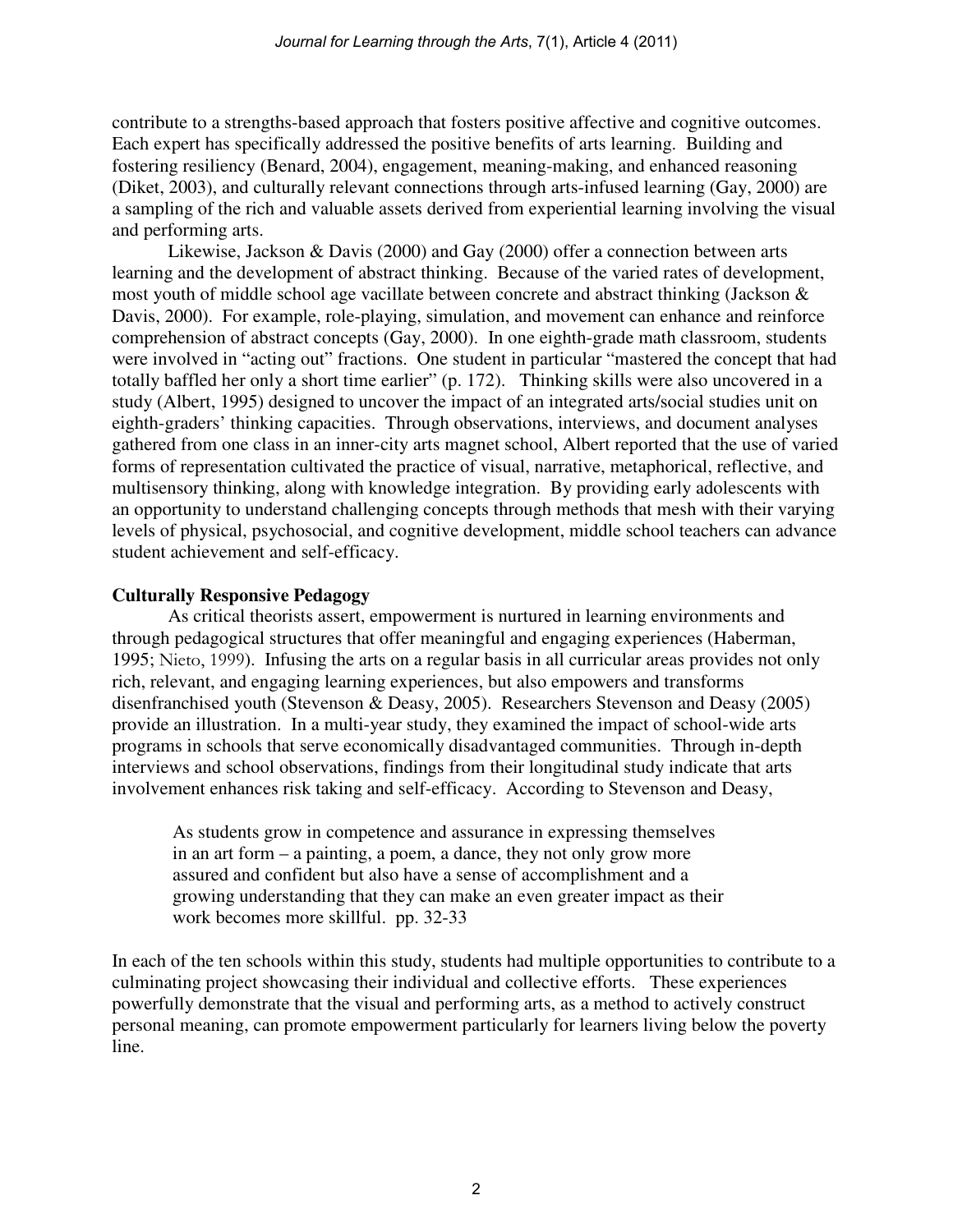contribute to a strengths-based approach that fosters positive affective and cognitive outcomes. Each expert has specifically addressed the positive benefits of arts learning. Building and fostering resiliency (Benard, 2004), engagement, meaning-making, and enhanced reasoning (Diket, 2003), and culturally relevant connections through arts-infused learning (Gay, 2000) are a sampling of the rich and valuable assets derived from experiential learning involving the visual and performing arts.

Likewise, Jackson & Davis (2000) and Gay (2000) offer a connection between arts learning and the development of abstract thinking. Because of the varied rates of development, most youth of middle school age vacillate between concrete and abstract thinking (Jackson & Davis, 2000). For example, role-playing, simulation, and movement can enhance and reinforce comprehension of abstract concepts (Gay, 2000). In one eighth-grade math classroom, students were involved in "acting out" fractions. One student in particular "mastered the concept that had totally baffled her only a short time earlier" (p. 172). Thinking skills were also uncovered in a study (Albert, 1995) designed to uncover the impact of an integrated arts/social studies unit on eighth-graders' thinking capacities. Through observations, interviews, and document analyses gathered from one class in an inner-city arts magnet school, Albert reported that the use of varied forms of representation cultivated the practice of visual, narrative, metaphorical, reflective, and multisensory thinking, along with knowledge integration. By providing early adolescents with an opportunity to understand challenging concepts through methods that mesh with their varying levels of physical, psychosocial, and cognitive development, middle school teachers can advance student achievement and self-efficacy.

**Culturally Responsive Pedagogy**

As critical theorists assert, empowerment is nurtured in learning environments and through pedagogical structures that offer meaningful and engaging experiences (Haberman, 1995; Nieto, 1999). Infusing the arts on a regular basis in all curricular areas provides not only rich, relevant, and engaging learning experiences, but also empowers and transforms disenfranchised youth (Stevenson & Deasy, 2005). Researchers Stevenson and Deasy (2005) provide an illustration. In a multi-year study, they examined the impact of school-wide arts programs in schools that serve economically disadvantaged communities. Through in-depth interviews and school observations, findings from their longitudinal study indicate that arts involvement enhances risk taking and self-efficacy. According to Stevenson and Deasy,

> As students grow in competence and assurance in expressing themselves in an art form – a painting, a poem, a dance, they not only grow more assured and confident but also have a sense of accomplishment and a growing understanding that they can make an even greater impact as their work becomes more skillful. pp. 32-33

In each of the ten schools within this study, students had multiple opportunities to contribute to a culminating project showcasing their individual and collective efforts. These experiences powerfully demonstrate that the visual and performing arts, as a method to actively construct personal meaning, can promote empowerment particularly for learners living below the poverty line.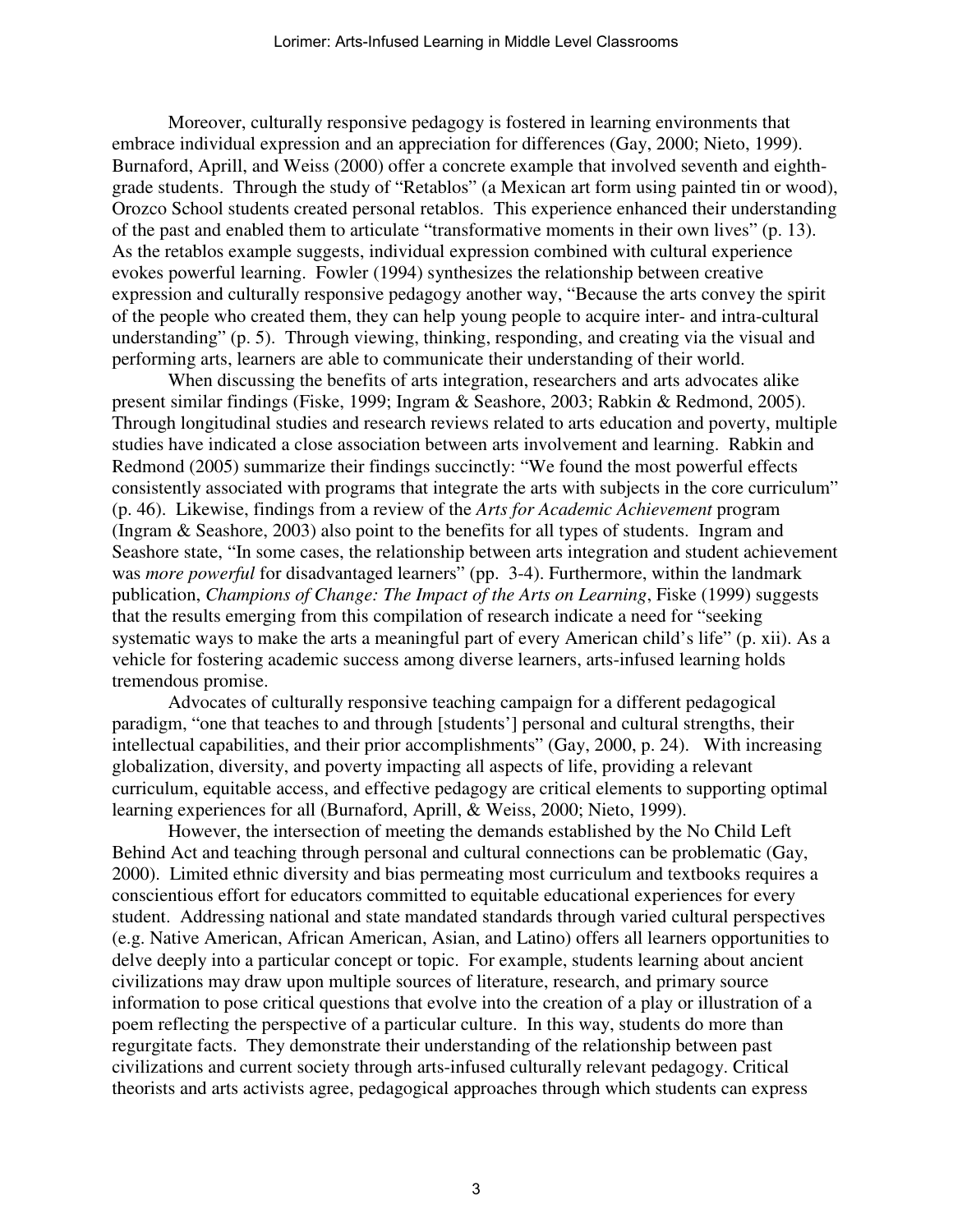Moreover, culturally responsive pedagogy is fostered in learning environments that embrace individual expression and an appreciation for differences (Gay, 2000; Nieto, 1999). Burnaford, Aprill, and Weiss (2000) offer a concrete example that involved seventh and eighth-grade students. Through the study of "Retablos" (a Mexican art form using painted tin or wood), Orozco School students created personal retablos. This experience enhanced their understanding of the past and enabled them to articulate "transformative moments in their own lives" (p. 13). As the retablos example suggests, individual expression combined with cultural experience evokes powerful learning. Fowler (1994) synthesizes the relationship between creative expression and culturally responsive pedagogy another way, "Because the arts convey the spirit of the people who created them, they can help young people to acquire inter- and intra-cultural understanding" (p. 5). Through viewing, thinking, responding, and creating via the visual and performing arts, learners are able to communicate their understanding of their world.

When discussing the benefits of arts integration, researchers and arts advocates alike present similar findings (Fiske, 1999; Ingram & Seashore, 2003; Rabkin & Redmond, 2005). Through longitudinal studies and research reviews related to arts education and poverty, multiple studies have indicated a close association between arts involvement and learning. Rabkin and Redmond (2005) summarize their findings succinctly: "We found the most powerful effects consistently associated with programs that integrate the arts with subjects in the core curriculum" (p. 46). Likewise, findings from a review of the *Arts for Academic Achievement* program (Ingram & Seashore, 2003) also point to the benefits for all types of students. Ingram and Seashore state, "In some cases, the relationship between arts integration and student achievement was *more powerful* for disadvantaged learners" (pp. 3-4). Furthermore, within the landmark publication, *Champions of Change: The Impact of the Arts on Learning*, Fiske (1999) suggests that the results emerging from this compilation of research indicate a need for "seeking systematic ways to make the arts a meaningful part of every American child's life" (p. xii). As a vehicle for fostering academic success among diverse learners, arts-infused learning holds tremendous promise.

Advocates of culturally responsive teaching campaign for a different pedagogical paradigm, "one that teaches to and through [students'] personal and cultural strengths, their intellectual capabilities, and their prior accomplishments" (Gay, 2000, p. 24). With increasing globalization, diversity, and poverty impacting all aspects of life, providing a relevant curriculum, equitable access, and effective pedagogy are critical elements to supporting optimal learning experiences for all (Burnaford, Aprill, & Weiss, 2000; Nieto, 1999).

However, the intersection of meeting the demands established by the No Child Left Behind Act and teaching through personal and cultural connections can be problematic (Gay, 2000). Limited ethnic diversity and bias permeating most curriculum and textbooks requires a conscientious effort for educators committed to equitable educational experiences for every student. Addressing national and state mandated standards through varied cultural perspectives (e.g. Native American, African American, Asian, and Latino) offers all learners opportunities to delve deeply into a particular concept or topic. For example, students learning about ancient civilizations may draw upon multiple sources of literature, research, and primary source information to pose critical questions that evolve into the creation of a play or illustration of a poem reflecting the perspective of a particular culture. In this way, students do more than regurgitate facts. They demonstrate their understanding of the relationship between past civilizations and current society through arts-infused culturally relevant pedagogy. Critical theorists and arts activists agree, pedagogical approaches through which students can express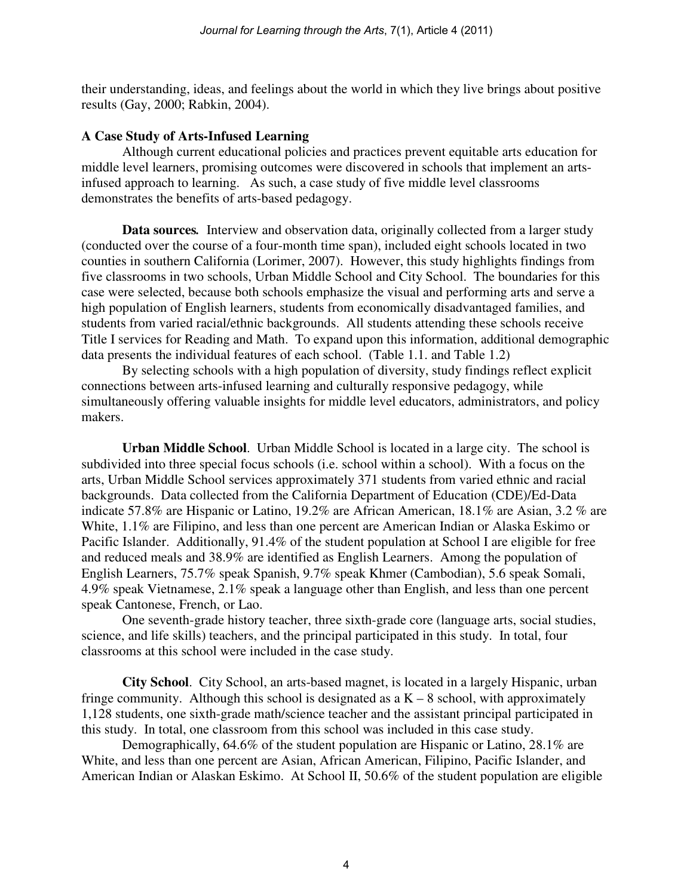their understanding, ideas, and feelings about the world in which they live brings about positive results (Gay, 2000; Rabkin, 2004).

**A Case Study of Arts-Infused Learning**

Although current educational policies and practices prevent equitable arts education for middle level learners, promising outcomes were discovered in schools that implement an arts-infused approach to learning. As such, a case study of five middle level classrooms demonstrates the benefits of arts-based pedagogy.

**Data sources.** Interview and observation data, originally collected from a larger study (conducted over the course of a four-month time span), included eight schools located in two counties in southern California (Lorimer, 2007). However, this study highlights findings from five classrooms in two schools, Urban Middle School and City School. The boundaries for this case were selected, because both schools emphasize the visual and performing arts and serve a high population of English learners, students from economically disadvantaged families, and students from varied racial/ethnic backgrounds. All students attending these schools receive Title I services for Reading and Math. To expand upon this information, additional demographic data presents the individual features of each school. (Table 1.1. and Table 1.2)

By selecting schools with a high population of diversity, study findings reflect explicit connections between arts-infused learning and culturally responsive pedagogy, while simultaneously offering valuable insights for middle level educators, administrators, and policy makers.

**Urban Middle School**. Urban Middle School is located in a large city. The school is subdivided into three special focus schools (i.e. school within a school). With a focus on the arts, Urban Middle School services approximately 371 students from varied ethnic and racial backgrounds. Data collected from the California Department of Education (CDE)/Ed-Data indicate 57.8% are Hispanic or Latino, 19.2% are African American, 18.1% are Asian, 3.2 % are White, 1.1% are Filipino, and less than one percent are American Indian or Alaska Eskimo or Pacific Islander. Additionally, 91.4% of the student population at School I are eligible for free and reduced meals and 38.9% are identified as English Learners. Among the population of English Learners, 75.7% speak Spanish, 9.7% speak Khmer (Cambodian), 5.6 speak Somali, 4.9% speak Vietnamese, 2.1% speak a language other than English, and less than one percent speak Cantonese, French, or Lao.

One seventh-grade history teacher, three sixth-grade core (language arts, social studies, science, and life skills) teachers, and the principal participated in this study. In total, four classrooms at this school were included in the case study.

**City School**. City School, an arts-based magnet, is located in a largely Hispanic, urban fringe community. Although this school is designated as a K – 8 school, with approximately 1,128 students, one sixth-grade math/science teacher and the assistant principal participated in this study. In total, one classroom from this school was included in this case study.

Demographically, 64.6% of the student population are Hispanic or Latino, 28.1% are White, and less than one percent are Asian, African American, Filipino, Pacific Islander, and American Indian or Alaskan Eskimo. At School II, 50.6% of the student population are eligible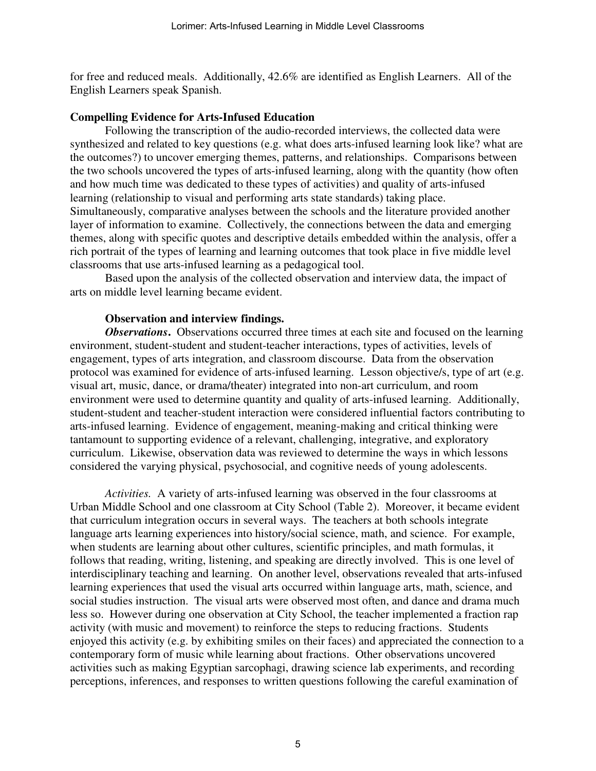for free and reduced meals. Additionally, 42.6% are identified as English Learners. All of the English Learners speak Spanish.

## Compelling Evidence for Arts-Infused Education

Following the transcription of the audio-recorded interviews, the collected data were synthesized and related to key questions (e.g. what does arts-infused learning look like? what are the outcomes?) to uncover emerging themes, patterns, and relationships. Comparisons between the two schools uncovered the types of arts-infused learning, along with the quantity (how often and how much time was dedicated to these types of activities) and quality of arts-infused learning (relationship to visual and performing arts state standards) taking place. Simultaneously, comparative analyses between the schools and the literature provided another layer of information to examine. Collectively, the connections between the data and emerging themes, along with specific quotes and descriptive details embedded within the analysis, offer a rich portrait of the types of learning and learning outcomes that took place in five middle level classrooms that use arts-infused learning as a pedagogical tool.

Based upon the analysis of the collected observation and interview data, the impact of arts on middle level learning became evident.

### Observation and interview findings.

***Observations*.** Observations occurred three times at each site and focused on the learning environment, student-student and student-teacher interactions, types of activities, levels of engagement, types of arts integration, and classroom discourse. Data from the observation protocol was examined for evidence of arts-infused learning. Lesson objective/s, type of art (e.g. visual art, music, dance, or drama/theater) integrated into non-art curriculum, and room environment were used to determine quantity and quality of arts-infused learning. Additionally, student-student and teacher-student interaction were considered influential factors contributing to arts-infused learning. Evidence of engagement, meaning-making and critical thinking were tantamount to supporting evidence of a relevant, challenging, integrative, and exploratory curriculum. Likewise, observation data was reviewed to determine the ways in which lessons considered the varying physical, psychosocial, and cognitive needs of young adolescents.

*Activities.* A variety of arts-infused learning was observed in the four classrooms at Urban Middle School and one classroom at City School (Table 2). Moreover, it became evident that curriculum integration occurs in several ways. The teachers at both schools integrate language arts learning experiences into history/social science, math, and science. For example, when students are learning about other cultures, scientific principles, and math formulas, it follows that reading, writing, listening, and speaking are directly involved. This is one level of interdisciplinary teaching and learning. On another level, observations revealed that arts-infused learning experiences that used the visual arts occurred within language arts, math, science, and social studies instruction. The visual arts were observed most often, and dance and drama much less so. However during one observation at City School, the teacher implemented a fraction rap activity (with music and movement) to reinforce the steps to reducing fractions. Students enjoyed this activity (e.g. by exhibiting smiles on their faces) and appreciated the connection to a contemporary form of music while learning about fractions. Other observations uncovered activities such as making Egyptian sarcophagi, drawing science lab experiments, and recording perceptions, inferences, and responses to written questions following the careful examination of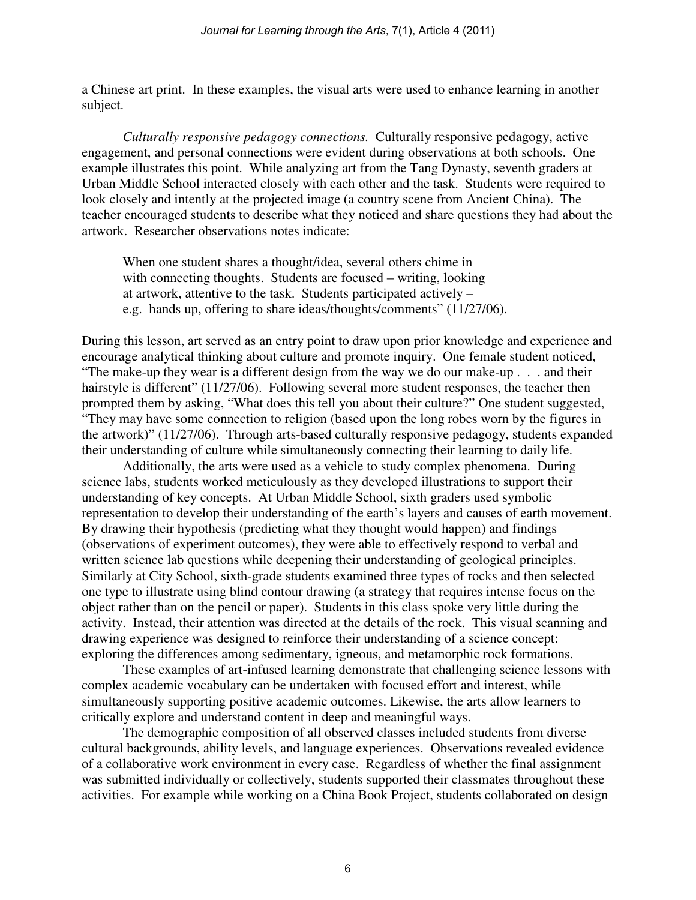a Chinese art print. In these examples, the visual arts were used to enhance learning in another subject.

*Culturally responsive pedagogy connections.* Culturally responsive pedagogy, active engagement, and personal connections were evident during observations at both schools. One example illustrates this point. While analyzing art from the Tang Dynasty, seventh graders at Urban Middle School interacted closely with each other and the task. Students were required to look closely and intently at the projected image (a country scene from Ancient China). The teacher encouraged students to describe what they noticed and share questions they had about the artwork. Researcher observations notes indicate:

> When one student shares a thought/idea, several others chime in with connecting thoughts. Students are focused – writing, looking at artwork, attentive to the task. Students participated actively – e.g. hands up, offering to share ideas/thoughts/comments" (11/27/06).

During this lesson, art served as an entry point to draw upon prior knowledge and experience and encourage analytical thinking about culture and promote inquiry. One female student noticed, "The make-up they wear is a different design from the way we do our make-up . . . and their hairstyle is different" (11/27/06). Following several more student responses, the teacher then prompted them by asking, "What does this tell you about their culture?" One student suggested, "They may have some connection to religion (based upon the long robes worn by the figures in the artwork)" (11/27/06). Through arts-based culturally responsive pedagogy, students expanded their understanding of culture while simultaneously connecting their learning to daily life.

Additionally, the arts were used as a vehicle to study complex phenomena. During science labs, students worked meticulously as they developed illustrations to support their understanding of key concepts. At Urban Middle School, sixth graders used symbolic representation to develop their understanding of the earth's layers and causes of earth movement. By drawing their hypothesis (predicting what they thought would happen) and findings (observations of experiment outcomes), they were able to effectively respond to verbal and written science lab questions while deepening their understanding of geological principles. Similarly at City School, sixth-grade students examined three types of rocks and then selected one type to illustrate using blind contour drawing (a strategy that requires intense focus on the object rather than on the pencil or paper). Students in this class spoke very little during the activity. Instead, their attention was directed at the details of the rock. This visual scanning and drawing experience was designed to reinforce their understanding of a science concept: exploring the differences among sedimentary, igneous, and metamorphic rock formations.

These examples of art-infused learning demonstrate that challenging science lessons with complex academic vocabulary can be undertaken with focused effort and interest, while simultaneously supporting positive academic outcomes. Likewise, the arts allow learners to critically explore and understand content in deep and meaningful ways.

The demographic composition of all observed classes included students from diverse cultural backgrounds, ability levels, and language experiences. Observations revealed evidence of a collaborative work environment in every case. Regardless of whether the final assignment was submitted individually or collectively, students supported their classmates throughout these activities. For example while working on a China Book Project, students collaborated on design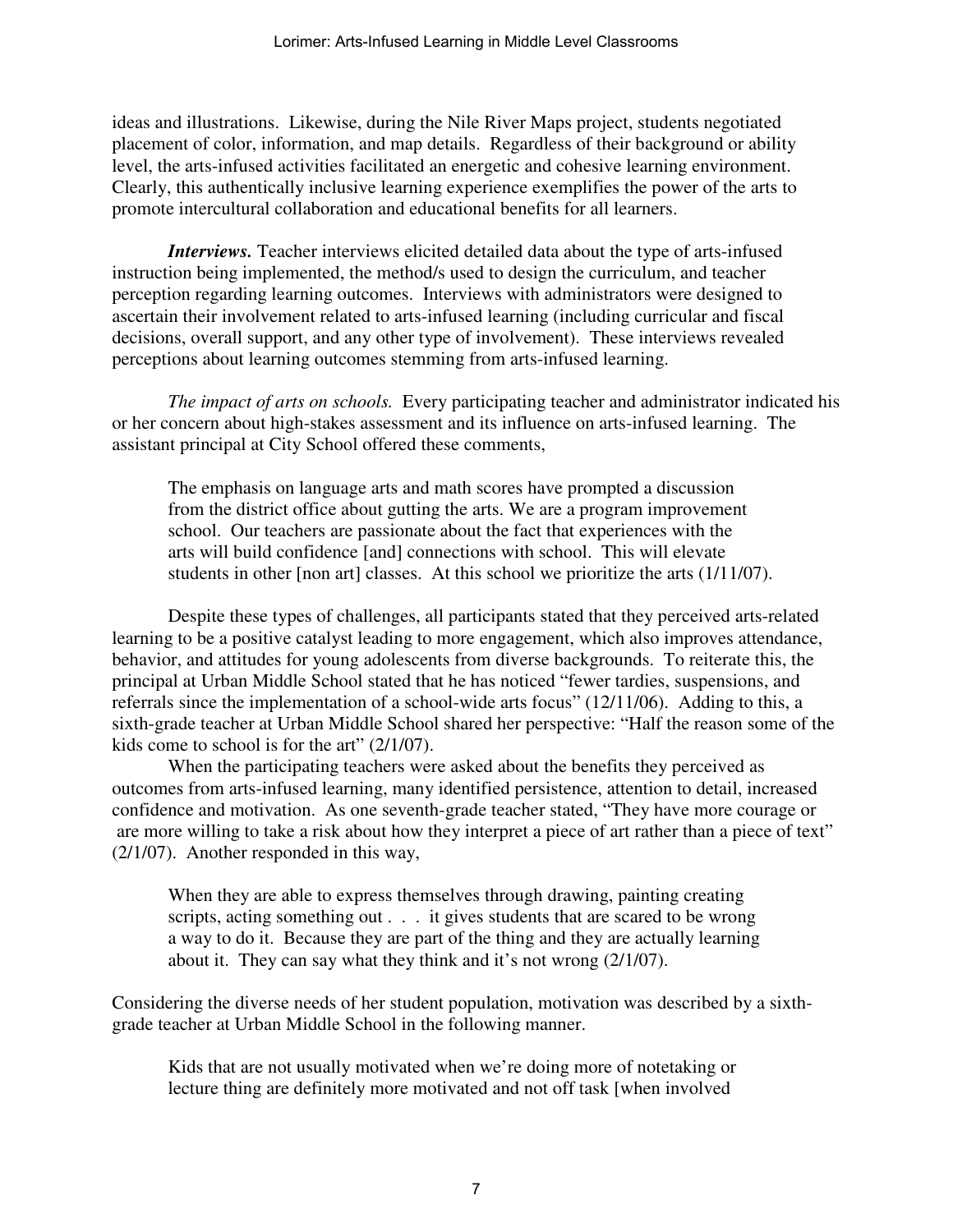ideas and illustrations. Likewise, during the Nile River Maps project, students negotiated placement of color, information, and map details. Regardless of their background or ability level, the arts-infused activities facilitated an energetic and cohesive learning environment. Clearly, this authentically inclusive learning experience exemplifies the power of the arts to promote intercultural collaboration and educational benefits for all learners.

***Interviews.*** Teacher interviews elicited detailed data about the type of arts-infused instruction being implemented, the method/s used to design the curriculum, and teacher perception regarding learning outcomes. Interviews with administrators were designed to ascertain their involvement related to arts-infused learning (including curricular and fiscal decisions, overall support, and any other type of involvement). These interviews revealed perceptions about learning outcomes stemming from arts-infused learning.

*The impact of arts on schools.* Every participating teacher and administrator indicated his or her concern about high-stakes assessment and its influence on arts-infused learning. The assistant principal at City School offered these comments,

> The emphasis on language arts and math scores have prompted a discussion from the district office about gutting the arts. We are a program improvement school. Our teachers are passionate about the fact that experiences with the arts will build confidence [and] connections with school. This will elevate students in other [non art] classes. At this school we prioritize the arts (1/11/07).

Despite these types of challenges, all participants stated that they perceived arts-related learning to be a positive catalyst leading to more engagement, which also improves attendance, behavior, and attitudes for young adolescents from diverse backgrounds. To reiterate this, the principal at Urban Middle School stated that he has noticed "fewer tardies, suspensions, and referrals since the implementation of a school-wide arts focus" (12/11/06). Adding to this, a sixth-grade teacher at Urban Middle School shared her perspective: "Half the reason some of the kids come to school is for the art" (2/1/07).

When the participating teachers were asked about the benefits they perceived as outcomes from arts-infused learning, many identified persistence, attention to detail, increased confidence and motivation. As one seventh-grade teacher stated, "They have more courage or are more willing to take a risk about how they interpret a piece of art rather than a piece of text" (2/1/07). Another responded in this way,

> When they are able to express themselves through drawing, painting creating scripts, acting something out . . . it gives students that are scared to be wrong a way to do it. Because they are part of the thing and they are actually learning about it. They can say what they think and it's not wrong (2/1/07).

Considering the diverse needs of her student population, motivation was described by a sixth-grade teacher at Urban Middle School in the following manner.

> Kids that are not usually motivated when we're doing more of notetaking or lecture thing are definitely more motivated and not off task [when involved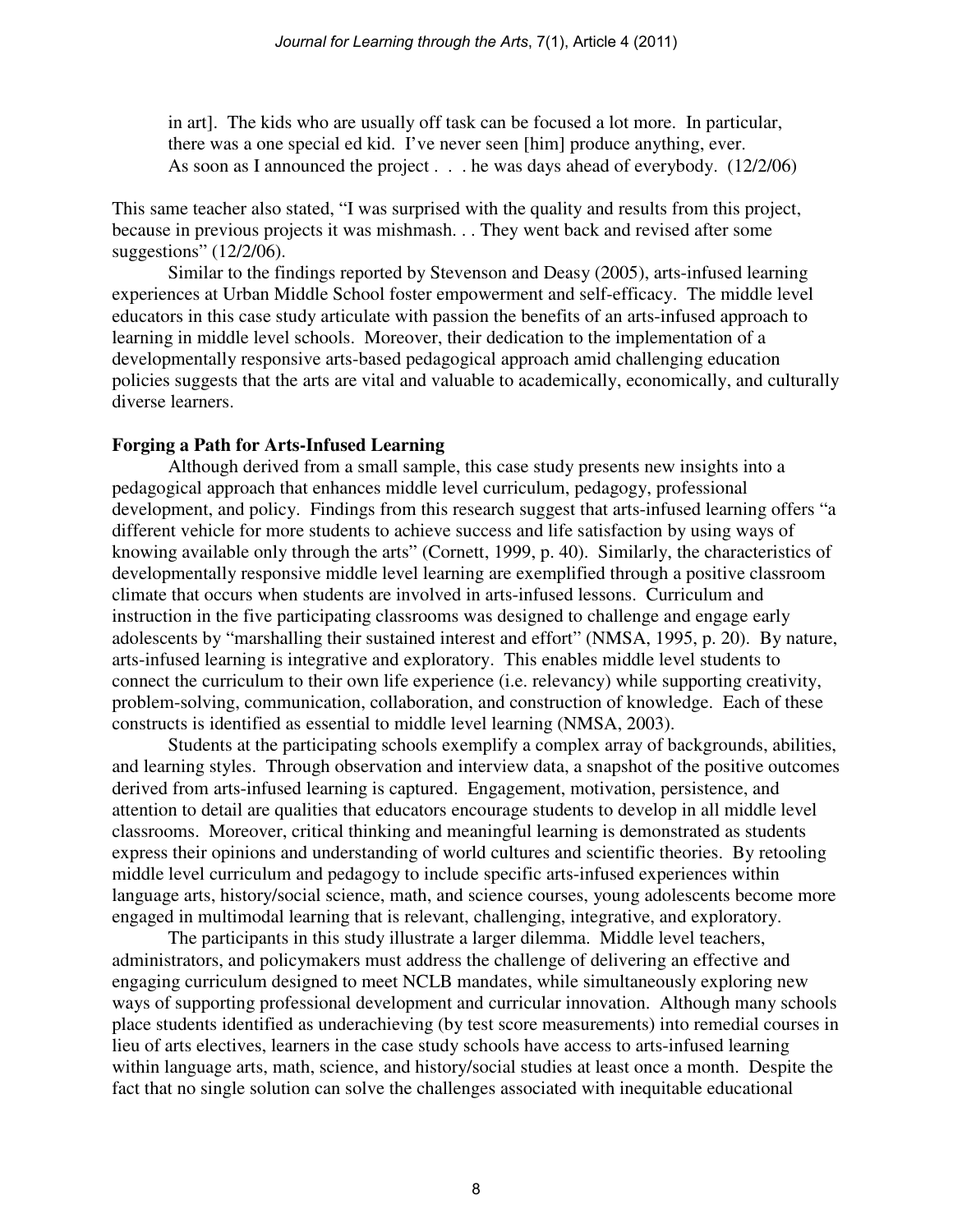> in art]. The kids who are usually off task can be focused a lot more. In particular, there was a one special ed kid. I've never seen [him] produce anything, ever. As soon as I announced the project . . . he was days ahead of everybody. (12/2/06)

This same teacher also stated, "I was surprised with the quality and results from this project, because in previous projects it was mishmash. . . They went back and revised after some suggestions" (12/2/06).

Similar to the findings reported by Stevenson and Deasy (2005), arts-infused learning experiences at Urban Middle School foster empowerment and self-efficacy. The middle level educators in this case study articulate with passion the benefits of an arts-infused approach to learning in middle level schools. Moreover, their dedication to the implementation of a developmentally responsive arts-based pedagogical approach amid challenging education policies suggests that the arts are vital and valuable to academically, economically, and culturally diverse learners.

**Forging a Path for Arts-Infused Learning**

Although derived from a small sample, this case study presents new insights into a pedagogical approach that enhances middle level curriculum, pedagogy, professional development, and policy. Findings from this research suggest that arts-infused learning offers "a different vehicle for more students to achieve success and life satisfaction by using ways of knowing available only through the arts" (Cornett, 1999, p. 40). Similarly, the characteristics of developmentally responsive middle level learning are exemplified through a positive classroom climate that occurs when students are involved in arts-infused lessons. Curriculum and instruction in the five participating classrooms was designed to challenge and engage early adolescents by "marshalling their sustained interest and effort" (NMSA, 1995, p. 20). By nature, arts-infused learning is integrative and exploratory. This enables middle level students to connect the curriculum to their own life experience (i.e. relevancy) while supporting creativity, problem-solving, communication, collaboration, and construction of knowledge. Each of these constructs is identified as essential to middle level learning (NMSA, 2003).

Students at the participating schools exemplify a complex array of backgrounds, abilities, and learning styles. Through observation and interview data, a snapshot of the positive outcomes derived from arts-infused learning is captured. Engagement, motivation, persistence, and attention to detail are qualities that educators encourage students to develop in all middle level classrooms. Moreover, critical thinking and meaningful learning is demonstrated as students express their opinions and understanding of world cultures and scientific theories. By retooling middle level curriculum and pedagogy to include specific arts-infused experiences within language arts, history/social science, math, and science courses, young adolescents become more engaged in multimodal learning that is relevant, challenging, integrative, and exploratory.

The participants in this study illustrate a larger dilemma. Middle level teachers, administrators, and policymakers must address the challenge of delivering an effective and engaging curriculum designed to meet NCLB mandates, while simultaneously exploring new ways of supporting professional development and curricular innovation. Although many schools place students identified as underachieving (by test score measurements) into remedial courses in lieu of arts electives, learners in the case study schools have access to arts-infused learning within language arts, math, science, and history/social studies at least once a month. Despite the fact that no single solution can solve the challenges associated with inequitable educational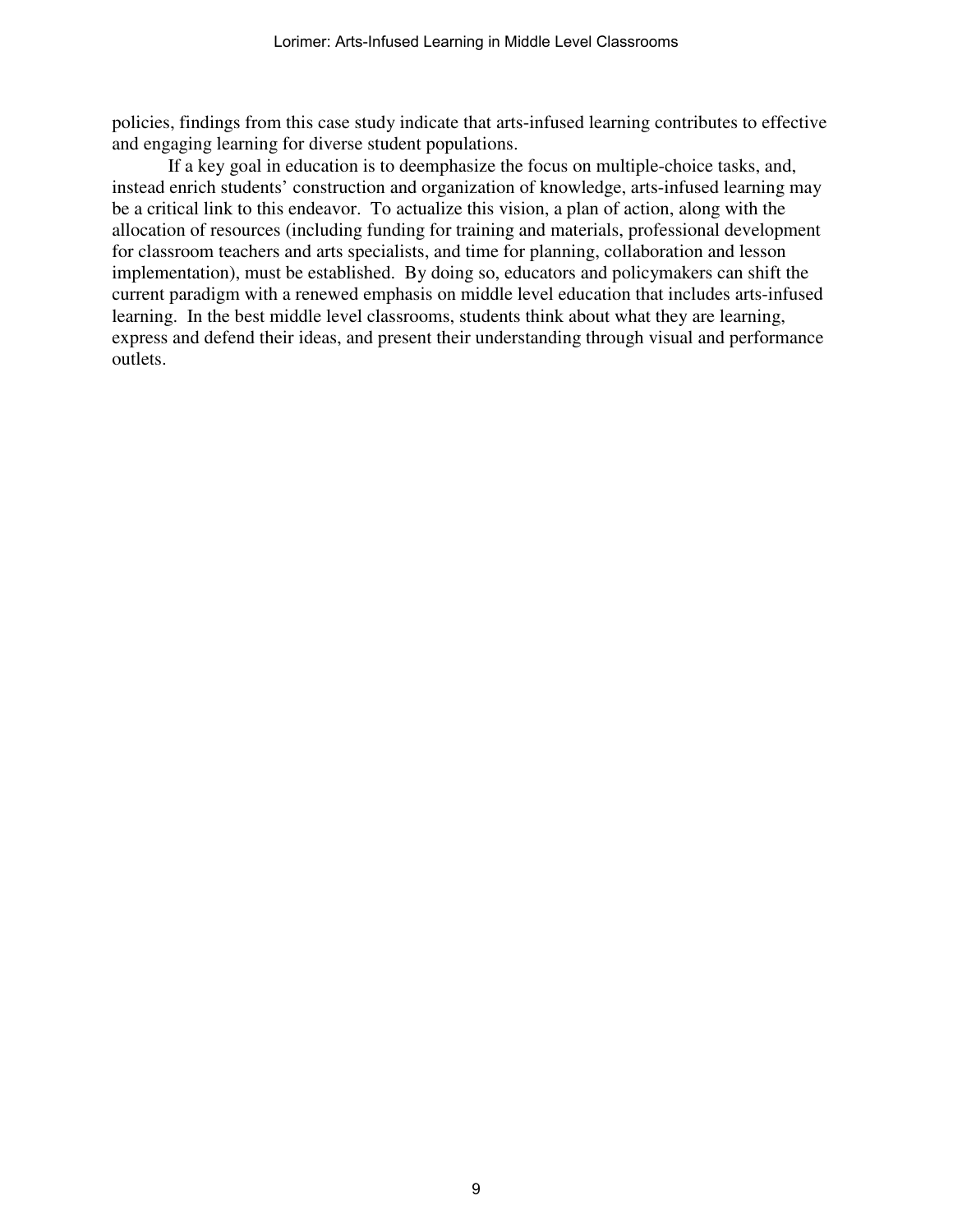policies, findings from this case study indicate that arts-infused learning contributes to effective and engaging learning for diverse student populations.

If a key goal in education is to deemphasize the focus on multiple-choice tasks, and, instead enrich students' construction and organization of knowledge, arts-infused learning may be a critical link to this endeavor. To actualize this vision, a plan of action, along with the allocation of resources (including funding for training and materials, professional development for classroom teachers and arts specialists, and time for planning, collaboration and lesson implementation), must be established. By doing so, educators and policymakers can shift the current paradigm with a renewed emphasis on middle level education that includes arts-infused learning. In the best middle level classrooms, students think about what they are learning, express and defend their ideas, and present their understanding through visual and performance outlets.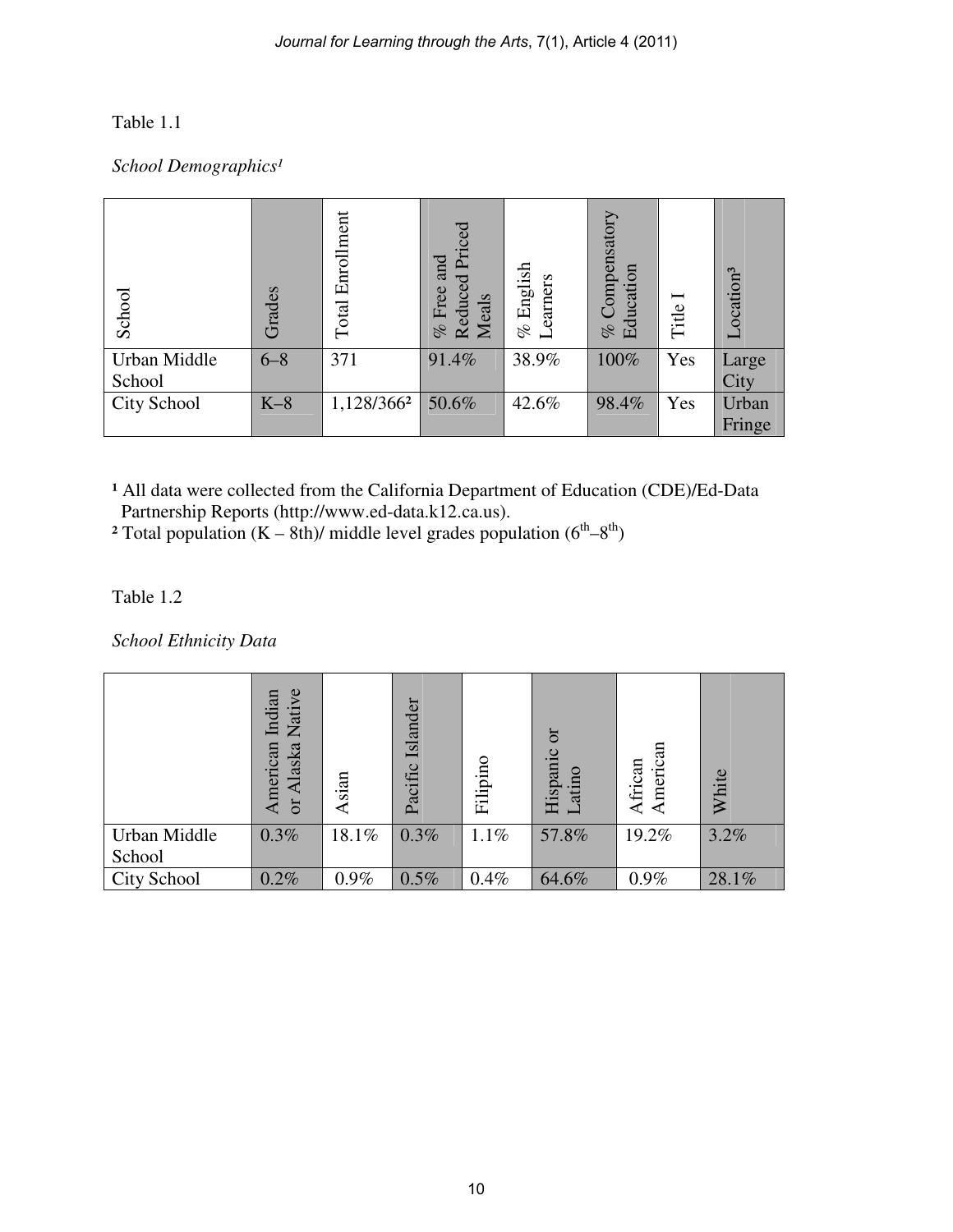Table 1.1

*School Demographics[1]*

| School | Grades | Total Enrollment | % Free and Reduced Priced Meals | % English Learners | % Compensatory Education | Title I | Location[3] |
|---|---|---|---|---|---|---|---|
| Urban Middle School | 6–8 | 371 | 91.4% | 38.9% | 100% | Yes | Large City |
| City School | K–8 | 1,128/366[2] | 50.6% | 42.6% | 98.4% | Yes | Urban Fringe |

[1] All data were collected from the California Department of Education (CDE)/Ed-Data Partnership Reports (http://www.ed-data.k12.ca.us).
[2] Total population (K – 8th)/ middle level grades population ($6^{th}$–$8^{th}$)

Table 1.2

*School Ethnicity Data*

| | American Indian or Alaska Native | Asian | Pacific Islander | Filipino | Hispanic or Latino | African American | White |
|---|---|---|---|---|---|---|---|
| Urban Middle School | 0.3% | 18.1% | 0.3% | 1.1% | 57.8% | 19.2% | 3.2% |
| City School | 0.2% | 0.9% | 0.5% | 0.4% | 64.6% | 0.9% | 28.1% |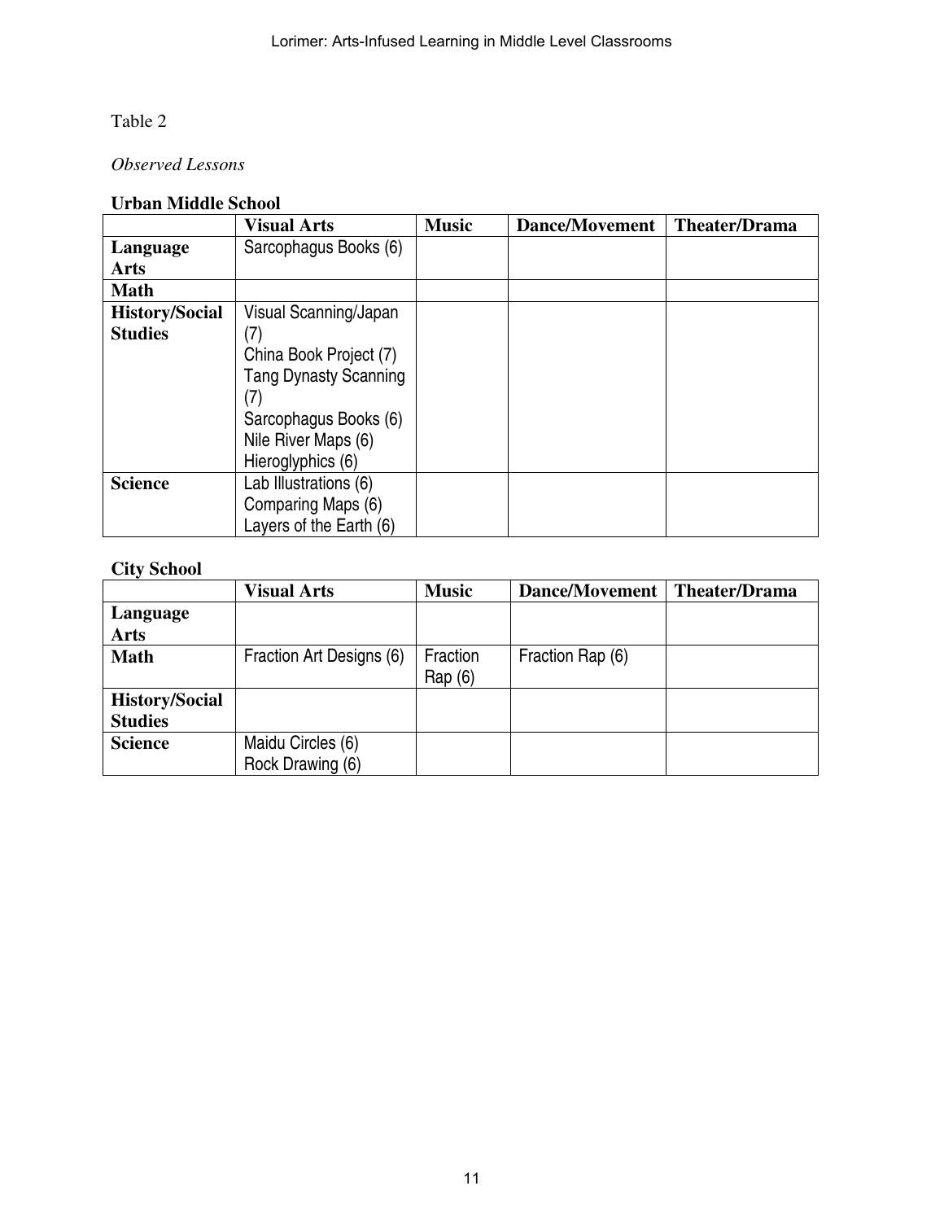Table 2

*Observed Lessons*

**Urban Middle School**

| | Visual Arts | Music | Dance/Movement | Theater/Drama |
|---|---|---|---|---|
| **Language Arts** | Sarcophagus Books (6) | | | |
| **Math** | | | | |
| **History/Social Studies** | Visual Scanning/Japan (7)<br>China Book Project (7)<br>Tang Dynasty Scanning (7)<br>Sarcophagus Books (6)<br>Nile River Maps (6)<br>Hieroglyphics (6) | | | |
| **Science** | Lab Illustrations (6)<br>Comparing Maps (6)<br>Layers of the Earth (6) | | | |

**City School**

| | Visual Arts | Music | Dance/Movement | Theater/Drama |
|---|---|---|---|---|
| **Language Arts** | | | | |
| **Math** | Fraction Art Designs (6) | Fraction Rap (6) | Fraction Rap (6) | |
| **History/Social Studies** | | | | |
| **Science** | Maidu Circles (6)<br>Rock Drawing (6) | | | |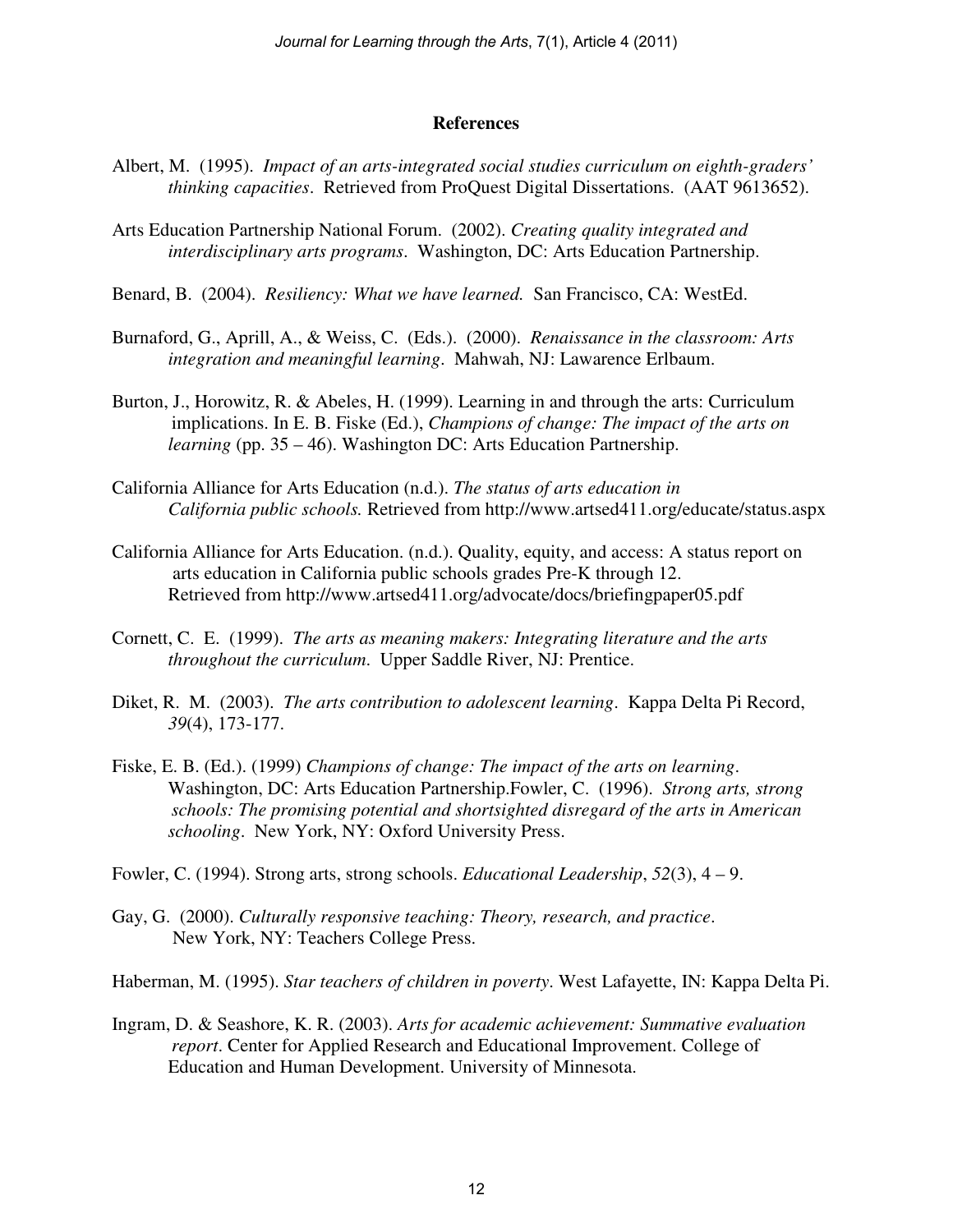## References

Albert, M. (1995). *Impact of an arts-integrated social studies curriculum on eighth-graders' thinking capacities*. Retrieved from ProQuest Digital Dissertations. (AAT 9613652).

Arts Education Partnership National Forum. (2002). *Creating quality integrated and interdisciplinary arts programs*. Washington, DC: Arts Education Partnership.

Benard, B. (2004). *Resiliency: What we have learned.* San Francisco, CA: WestEd.

Burnaford, G., Aprill, A., & Weiss, C. (Eds.). (2000). *Renaissance in the classroom: Arts integration and meaningful learning*. Mahwah, NJ: Lawarence Erlbaum.

Burton, J., Horowitz, R. & Abeles, H. (1999). Learning in and through the arts: Curriculum implications. In E. B. Fiske (Ed.), *Champions of change: The impact of the arts on learning* (pp. 35 – 46). Washington DC: Arts Education Partnership.

California Alliance for Arts Education (n.d.). *The status of arts education in California public schools.* Retrieved from http://www.artsed411.org/educate/status.aspx

California Alliance for Arts Education. (n.d.). Quality, equity, and access: A status report on arts education in California public schools grades Pre-K through 12. Retrieved from http://www.artsed411.org/advocate/docs/briefingpaper05.pdf

Cornett, C. E. (1999). *The arts as meaning makers: Integrating literature and the arts throughout the curriculum*. Upper Saddle River, NJ: Prentice.

Diket, R. M. (2003). *The arts contribution to adolescent learning*. Kappa Delta Pi Record, *39*(4), 173-177.

Fiske, E. B. (Ed.). (1999) *Champions of change: The impact of the arts on learning*. Washington, DC: Arts Education Partnership.Fowler, C. (1996). *Strong arts, strong schools: The promising potential and shortsighted disregard of the arts in American schooling*. New York, NY: Oxford University Press.

Fowler, C. (1994). Strong arts, strong schools. *Educational Leadership*, *52*(3), 4 – 9.

Gay, G. (2000). *Culturally responsive teaching: Theory, research, and practice*. New York, NY: Teachers College Press.

Haberman, M. (1995). *Star teachers of children in poverty*. West Lafayette, IN: Kappa Delta Pi.

Ingram, D. & Seashore, K. R. (2003). *Arts for academic achievement: Summative evaluation report*. Center for Applied Research and Educational Improvement. College of Education and Human Development. University of Minnesota.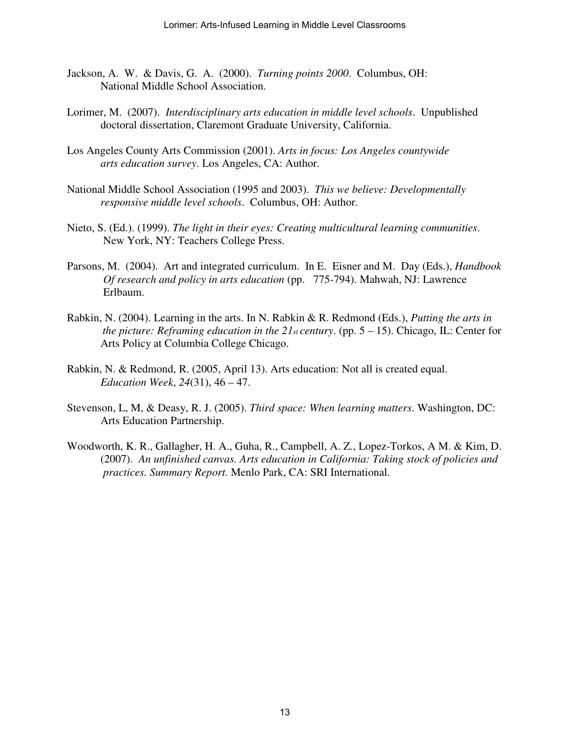Jackson, A. W. & Davis, G. A. (2000). *Turning points 2000*. Columbus, OH: National Middle School Association.

Lorimer, M. (2007). *Interdisciplinary arts education in middle level schools*. Unpublished doctoral dissertation, Claremont Graduate University, California.

Los Angeles County Arts Commission (2001). *Arts in focus: Los Angeles countywide arts education survey*. Los Angeles, CA: Author.

National Middle School Association (1995 and 2003). *This we believe: Developmentally responsive middle level schools*. Columbus, OH: Author.

Nieto, S. (Ed.). (1999). *The light in their eyes: Creating multicultural learning communities*. New York, NY: Teachers College Press.

Parsons, M. (2004). Art and integrated curriculum. In E. Eisner and M. Day (Eds.), *Handbook Of research and policy in arts education* (pp. 775-794). Mahwah, NJ: Lawrence Erlbaum.

Rabkin, N. (2004). Learning in the arts. In N. Rabkin & R. Redmond (Eds.), *Putting the arts in the picture: Reframing education in the 21st century*. (pp. 5 – 15). Chicago, IL: Center for Arts Policy at Columbia College Chicago.

Rabkin, N. & Redmond, R. (2005, April 13). Arts education: Not all is created equal. *Education Week*, *24*(31), 46 – 47.

Stevenson, L, M, & Deasy, R. J. (2005). *Third space: When learning matters*. Washington, DC: Arts Education Partnership.

Woodworth, K. R., Gallagher, H. A., Guha, R., Campbell, A. Z., Lopez-Torkos, A M. & Kim, D. (2007). *An unfinished canvas. Arts education in California: Taking stock of policies and practices. Summary Report.* Menlo Park, CA: SRI International.